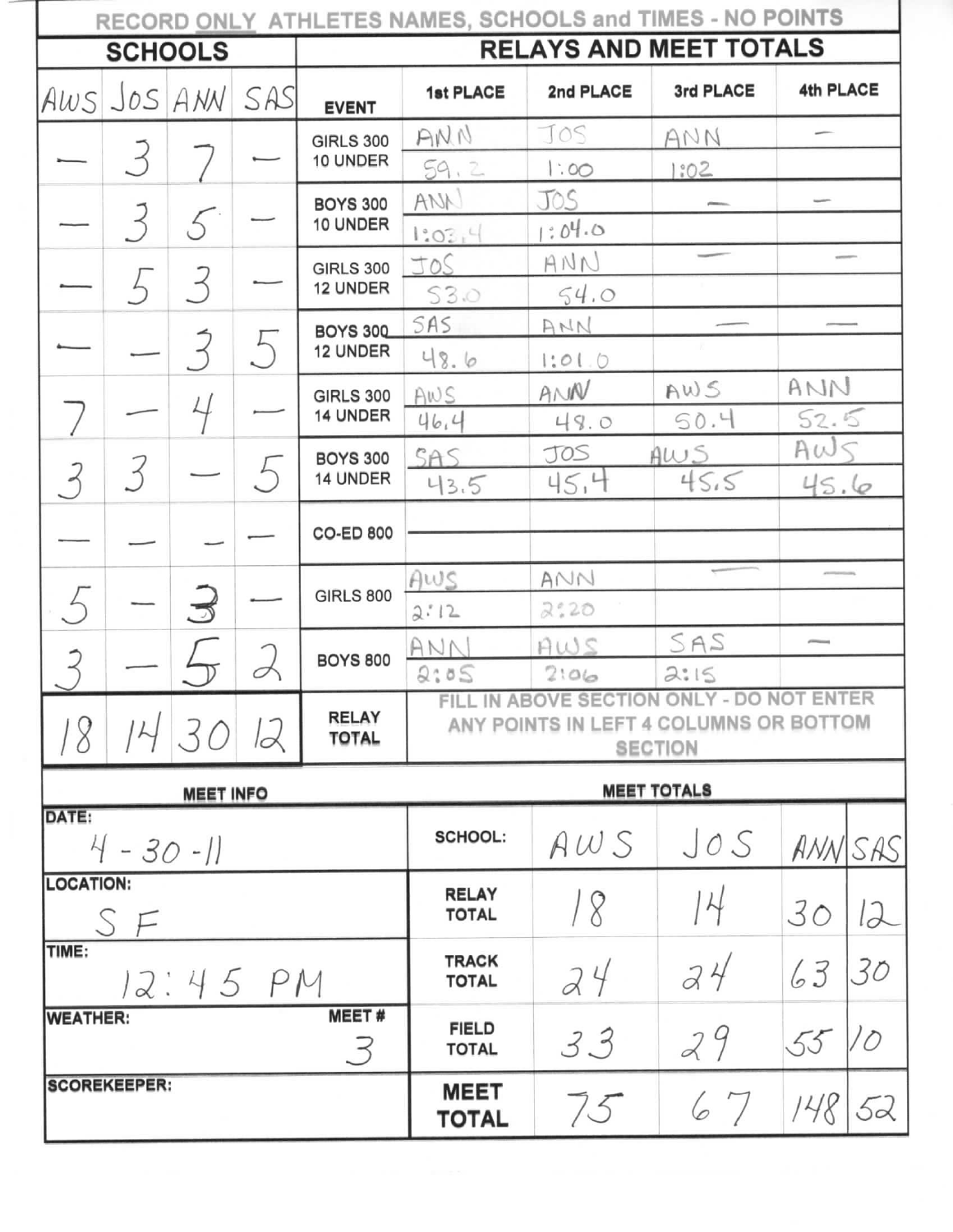RECORD ONLY ATHLETES NAMES, SCHOOLS and TIMES - NO POINTS

| SCHOOLS | | | | RELAYS AND MEET TOTALS | | | | |
|---|---|---|---|---|---|---|---|---|
| AWS | JOS | ANN | SAS | EVENT | 1st PLACE | 2nd PLACE | 3rd PLACE | 4th PLACE |
| — | 3 | 7 | — | GIRLS 300 10 UNDER | ANN 59.2 | JOS 1:00 | ANN 1:02 | — |
| — | 3 | 5 | — | BOYS 300 10 UNDER | ANN 1:03.4 | JOS 1:04.0 | — | — |
| — | 5 | 3 | — | GIRLS 300 12 UNDER | JOS 53.0 | ANN 54.0 | — | — |
| — | — | 3 | 5 | BOYS 300 12 UNDER | SAS 48.6 | ANN 1:01.0 | — | — |
| 7 | — | 4 | — | GIRLS 300 14 UNDER | AWS 46.4 | ANN 48.0 | AWS 50.4 | ANN 52.5 |
| 3 | 3 | — | 5 | BOYS 300 14 UNDER | SAS 43.5 | JOS 45.4 | AWS 45.5 | AWS 45.6 |
| — | — | — | — | CO-ED 800 | | | | |
| 5 | — | 3 | — | GIRLS 800 | AWS 2:12 | ANN 2:20 | — | — |
| 3 | — | 5 | 2 | BOYS 800 | ANN 2:05 | AWS 2:06 | SAS 2:15 | — |
| 18 | 14 | 30 | 12 | RELAY TOTAL | FILL IN ABOVE SECTION ONLY - DO NOT ENTER ANY POINTS IN LEFT 4 COLUMNS OR BOTTOM SECTION | | | |

| MEET INFO | | MEET TOTALS | | | | |
|---|---|---|---|---|---|---|
| DATE: 4-30-11 | | SCHOOL: | AWS | JOS | ANN | SAS |
| LOCATION: SF | | RELAY TOTAL | 18 | 14 | 30 | 12 |
| TIME: 12:45 PM | | TRACK TOTAL | 24 | 24 | 63 | 30 |
| WEATHER: | MEET # 3 | FIELD TOTAL | 33 | 29 | 55 | 10 |
| SCOREKEEPER: | | MEET TOTAL | 75 | 67 | 148 | 52 |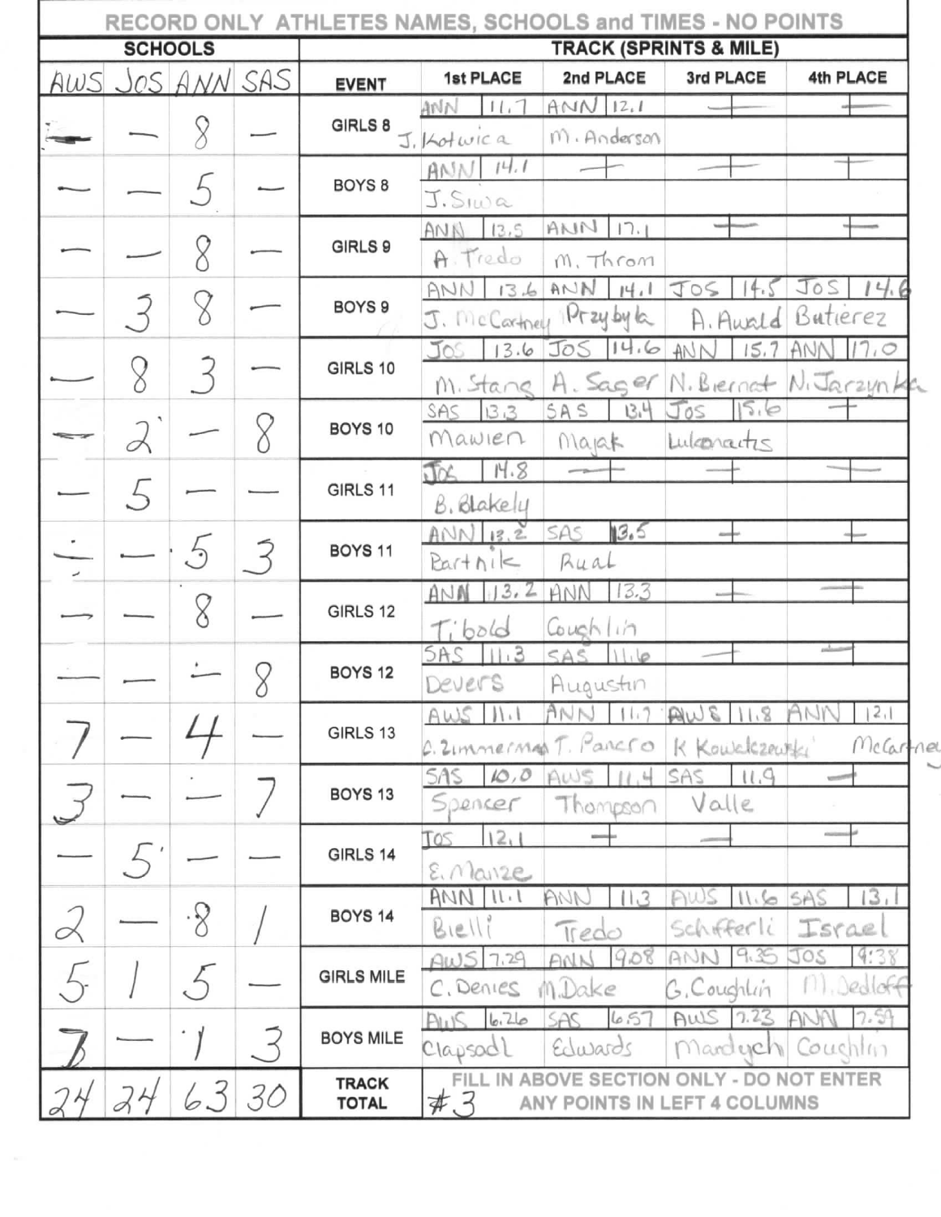RECORD ONLY ATHLETES NAMES, SCHOOLS and TIMES - NO POINTS

| SCHOOLS | | | | TRACK (SPRINTS & MILE) | | | | |
|---|---|---|---|---|---|---|---|---|
| AWS | JOS | ANN | SAS | EVENT | 1st PLACE | 2nd PLACE | 3rd PLACE | 4th PLACE |
| — | — | 8 | — | GIRLS 8 | ANN 11.7 J. Kotwica | ANN 12.1 M. Anderson | — | — |
| — | — | 5 | — | BOYS 8 | ANN 14.1 J. Siwa | — | — | — |
| — | — | 8 | — | GIRLS 9 | ANN 13.5 A. Tredo | ANN 17.1 M. Throm | — | — |
| — | 3 | 8 | — | BOYS 9 | ANN 13.6 J. McCartney | ANN 14.1 Przybyla | JOS 14.5 A. Awald | JOS 14.6 Butierez |
| — | 8 | 3 | — | GIRLS 10 | JOS 13.6 M. Stang | JOS 14.6 A. Sager | ANN 15.7 N. Biernat | ANN 17.0 N. Jarzynka |
| — | 2 | — | 8 | BOYS 10 | SAS 13.3 Mawien | SAS 13.4 Majak | JOS 15.6 Lukonaitis | — |
| — | 5 | — | — | GIRLS 11 | JOS 14.8 B. Blakely | — | — | — |
| — | — | 5 | 3 | BOYS 11 | ANN 13.2 Bartnik | SAS 13.5 Rual | — | — |
| — | — | 8 | — | GIRLS 12 | ANN 13.2 Tibold | ANN 13.3 Coughlin | — | — |
| — | — | — | 8 | BOYS 12 | SAS 11.3 Devers | SAS 11.6 Augustin | — | — |
| 7 | — | 4 | — | GIRLS 13 | AWS 11.1 A. Zimmerman | ANN 11.7 T. Pancro | AWS 11.8 K Kowalczewski | ANN 12.1 McCartney |
| 3 | — | — | 7 | BOYS 13 | SAS 10.0 Spencer | AWS 11.4 Thompson | SAS 11.9 Valle | — |
| — | 5 | — | — | GIRLS 14 | JOS 12.1 E. Maize | — | — | — |
| 2 | — | 8 | 1 | BOYS 14 | ANN 11.1 Bielli | ANN 11.3 Tredo | AWS 11.6 Schifferli | SAS 13.1 Israel |
| 5 | 1 | 5 | — | GIRLS MILE | AWS 7.29 C. Denies | ANN 9.08 M. Dake | ANN 9.35 G. Coughlin | JOS 9.38 M. Sedloff |
| 7 | — | 1 | 3 | BOYS MILE | AWS 6.26 Clapsadl | SAS 6.57 Edwards | AWS 7.23 Mardych | ANN 7.59 Coughlin |
| 24 | 24 | 63 | 30 | TRACK TOTAL | #3 FILL IN ABOVE SECTION ONLY - DO NOT ENTER ANY POINTS IN LEFT 4 COLUMNS | | | |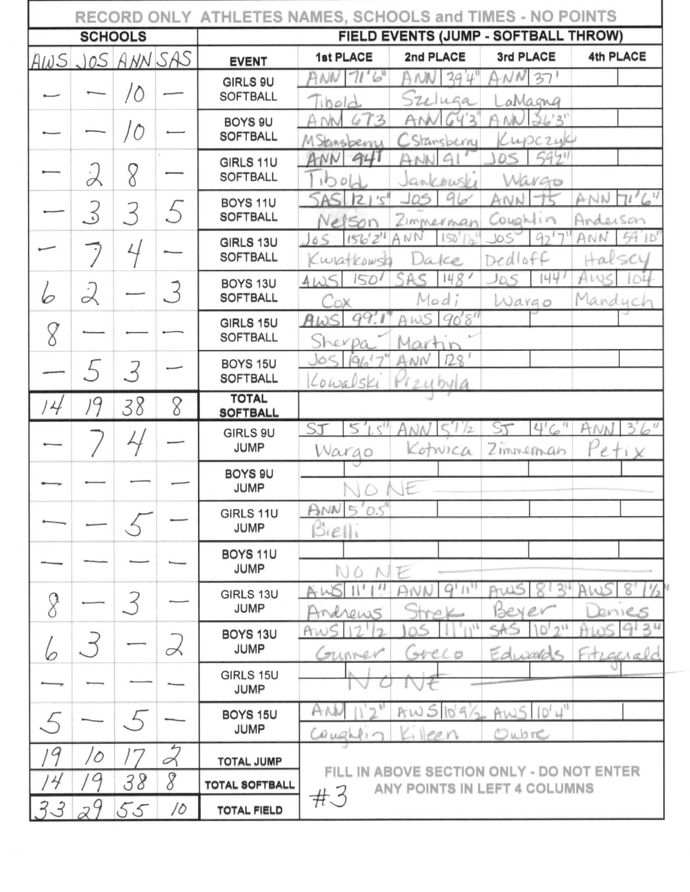RECORD ONLY ATHLETES NAMES, SCHOOLS and TIMES - NO POINTS

| SCHOOLS | | | | | FIELD EVENTS (JUMP - SOFTBALL THROW) | | | |
|---|---|---|---|---|---|---|---|---|
| AWS | JOS | ANN | SAS | EVENT | 1st PLACE | 2nd PLACE | 3rd PLACE | 4th PLACE |
| — | — | 10 | — | GIRLS 9U SOFTBALL | ANN 71'6" Tibold | ANN 39'4" Szeluga | ANN 37' LaMagna | |
| — | — | 10 | — | BOYS 9U SOFTBALL | ANN 673 M Stansberry | ANN 64'3" C Stansberry | ANN 36'3" Kupczyk | |
| — | 2 | 8 | — | GIRLS 11U SOFTBALL | ANN 94' Tibold | ANN 91' Jankowski | JOS 59½" Wargo | |
| — | 3 | 3 | 5 | BOYS 11U SOFTBALL | SAS 121'5" Nelson | JOS 96' Zimmerman | ANN 75 Coughlin | ANN 71'6" Anderson |
| — | 7 | 4 | — | GIRLS 13U SOFTBALL | JOS 156'2" Kwiatkowski | ANN 150'1½" Dake | JOS 92'7" Dedloff | ANN 59'10" Halsey |
| 6 | 2 | — | 3 | BOYS 13U SOFTBALL | AWS 150' Cox | SAS 148' Modi | JOS 144' Wargo | AWS 104 Mandych |
| 8 | — | — | — | GIRLS 15U SOFTBALL | AWS 99'1" Sherpa | AWS 90'8" Martin | | |
| — | 5 | 3 | — | BOYS 15U SOFTBALL | JOS 196'7" Kowalski | ANN 128' Przybyla | | |
| 14 | 19 | 38 | 8 | TOTAL SOFTBALL | | | | |
| — | 7 | 4 | — | GIRLS 9U JUMP | SJ 5'1.5" Wargo | ANN 5'1½ Kotwica | SJ 4'6" Zimmerman | ANN 3'6" Petix |
| — | — | — | — | BOYS 9U JUMP | NONE | | | |
| — | — | 5 | — | GIRLS 11U JUMP | ANN 5'0.5" Bielli | | | |
| — | — | — | — | BOYS 11U JUMP | NONE | | | |
| 8 | — | 3 | — | GIRLS 13U JUMP | AWS 11'1" Andrews | ANN 9'11" Strek | AWS 8'3" Beyer | AWS 8'1½" Denies |
| 6 | 3 | — | 2 | BOYS 13U JUMP | AWS 12'½ Gunner | JOS 11'11" Greco | SAS 10'2" Edwards | AWS 9'3" Fitzgerald |
| — | — | — | — | GIRLS 15U JUMP | NONE | | | |
| 5 | — | 5 | — | BOYS 15U JUMP | ANN 11'2" Coughlin | AWS 10'9½ Killeen | AWS 10'4" Oubre | |
| 19 | 10 | 17 | 2 | TOTAL JUMP | FILL IN ABOVE SECTION ONLY - DO NOT ENTER ANY POINTS IN LEFT 4 COLUMNS | | | |
| 14 | 19 | 38 | 8 | TOTAL SOFTBALL | #3 | | | |
| 33 | 29 | 55 | 10 | TOTAL FIELD | | | | |